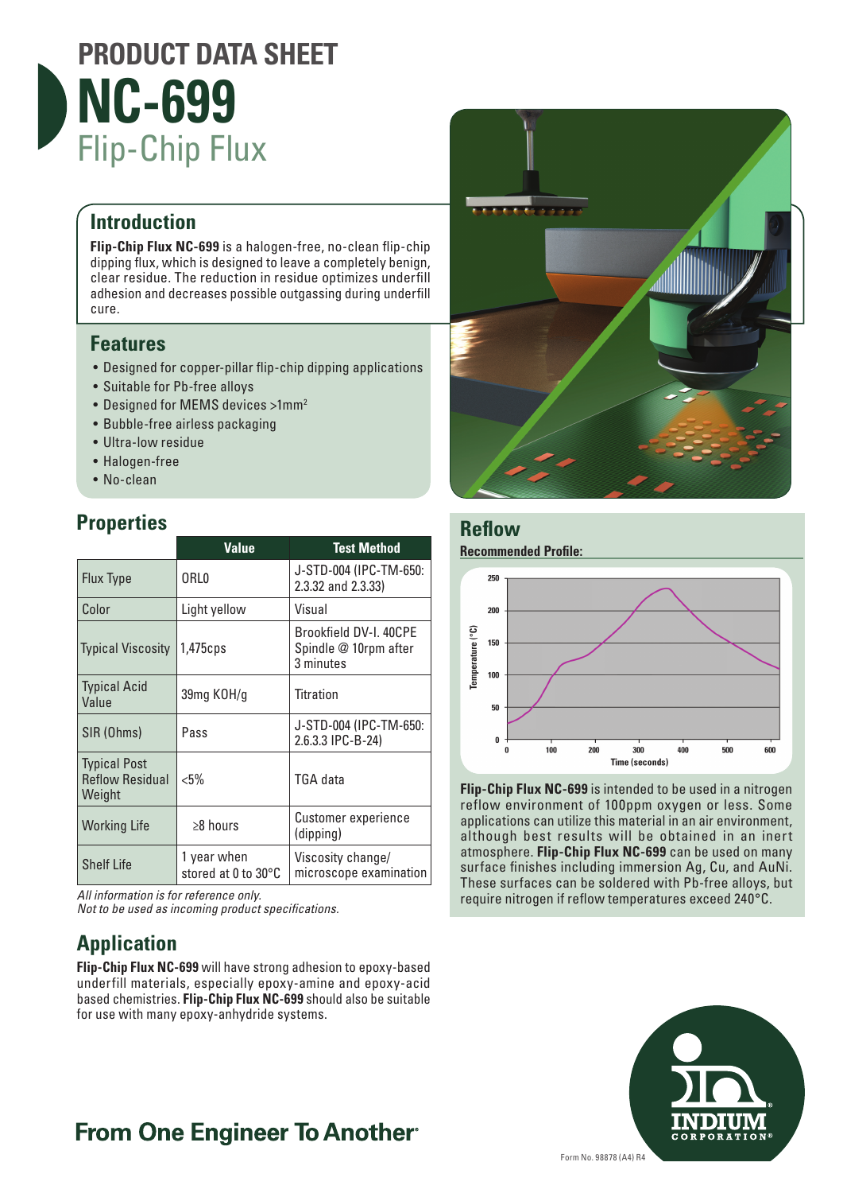# PRODUCT DATA SHEET

# NC-699

## Flip-Chip Flux

## Introduction

**Flip-Chip Flux NC-699** is a halogen-free, no-clean flip-chip dipping flux, which is designed to leave a completely benign, clear residue. The reduction in residue optimizes underfill adhesion and decreases possible outgassing during underfill cure.

## Features

- Designed for copper-pillar flip-chip dipping applications
- Suitable for Pb-free alloys
- Designed for MEMS devices >1mm$^2$
- Bubble-free airless packaging
- Ultra-low residue
- Halogen-free
- No-clean

## Properties

| | Value | Test Method |
|---|---|---|
| Flux Type | ORL0 | J-STD-004 (IPC-TM-650: 2.3.32 and 2.3.33) |
| Color | Light yellow | Visual |
| Typical Viscosity | 1,475cps | Brookfield DV-I. 40CPE Spindle @ 10rpm after 3 minutes |
| Typical Acid Value | 39mg KOH/g | Titration |
| SIR (Ohms) | Pass | J-STD-004 (IPC-TM-650: 2.6.3.3 IPC-B-24) |
| Typical Post Reflow Residual Weight | <5% | TGA data |
| Working Life | ≥8 hours | Customer experience (dipping) |
| Shelf Life | 1 year when stored at 0 to 30°C | Viscosity change/ microscope examination |

*All information is for reference only.*
*Not to be used as incoming product specifications.*

## Application

**Flip-Chip Flux NC-699** will have strong adhesion to epoxy-based underfill materials, especially epoxy-amine and epoxy-acid based chemistries. **Flip-Chip Flux NC-699** should also be suitable for use with many epoxy-anhydride systems.

## Reflow

**Recommended Profile:**

**Flip-Chip Flux NC-699** is intended to be used in a nitrogen reflow environment of 100ppm oxygen or less. Some applications can utilize this material in an air environment, although best results will be obtained in an inert atmosphere. **Flip-Chip Flux NC-699** can be used on many surface finishes including immersion Ag, Cu, and AuNi. These surfaces can be soldered with Pb-free alloys, but require nitrogen if reflow temperatures exceed 240°C.

**From One Engineer To Another**®

Form No. 98878 (A4) R4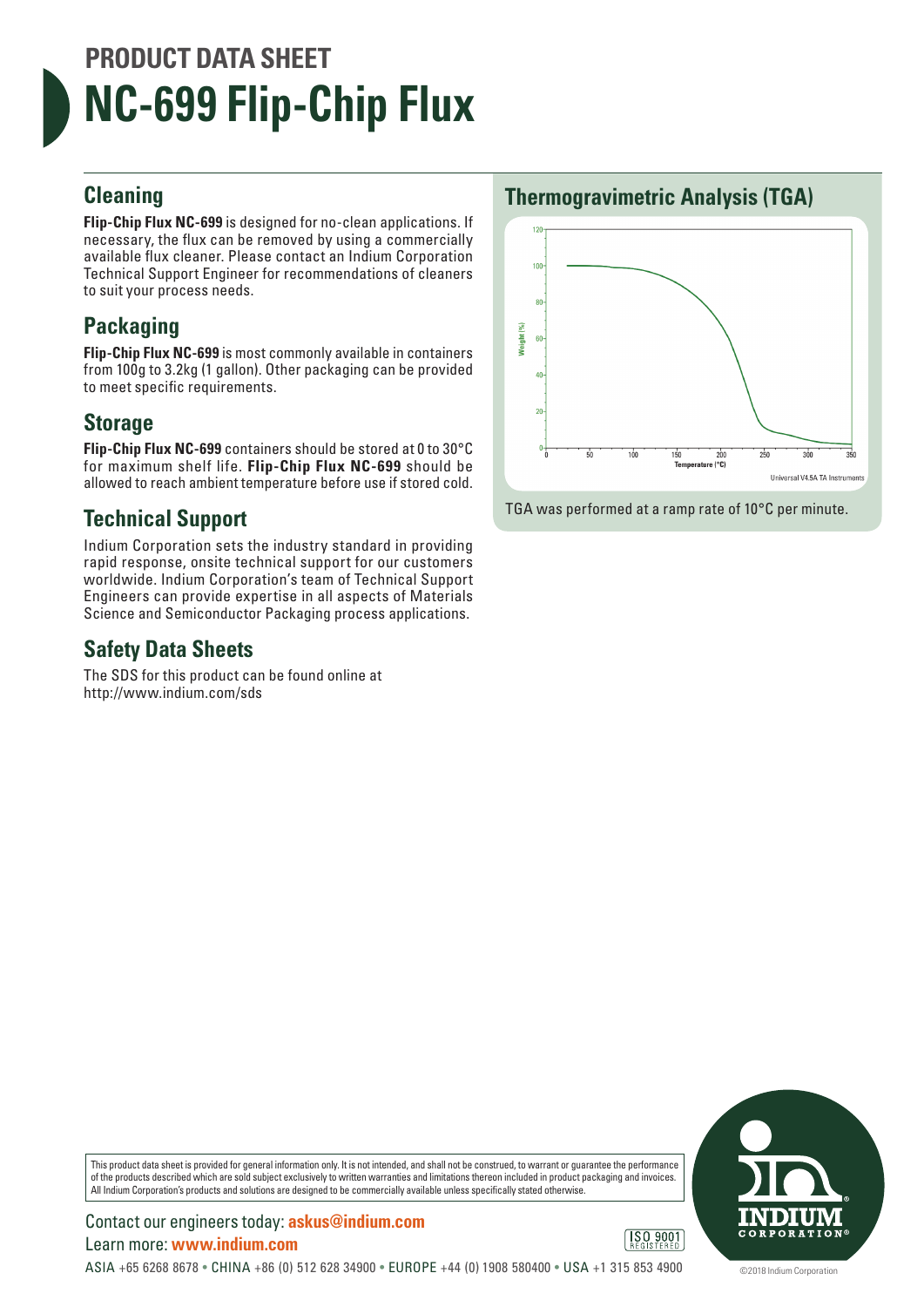# PRODUCT DATA SHEET
# NC-699 Flip-Chip Flux

## Cleaning

**Flip-Chip Flux NC-699** is designed for no-clean applications. If necessary, the flux can be removed by using a commercially available flux cleaner. Please contact an Indium Corporation Technical Support Engineer for recommendations of cleaners to suit your process needs.

## Packaging

**Flip-Chip Flux NC-699** is most commonly available in containers from 100g to 3.2kg (1 gallon). Other packaging can be provided to meet specific requirements.

## Storage

**Flip-Chip Flux NC-699** containers should be stored at 0 to 30°C for maximum shelf life. **Flip-Chip Flux NC-699** should be allowed to reach ambient temperature before use if stored cold.

## Technical Support

Indium Corporation sets the industry standard in providing rapid response, onsite technical support for our customers worldwide. Indium Corporation's team of Technical Support Engineers can provide expertise in all aspects of Materials Science and Semiconductor Packaging process applications.

## Safety Data Sheets

The SDS for this product can be found online at http://www.indium.com/sds

## Thermogravimetric Analysis (TGA)

Weight (%)
120
100
80
60
40
20
0
0
50
100
150
200
250
300
350
Temperature (°C)
Universal V4.5A TA Instruments

TGA was performed at a ramp rate of 10°C per minute.

This product data sheet is provided for general information only. It is not intended, and shall not be construed, to warrant or guarantee the performance of the products described which are sold subject exclusively to written warranties and limitations thereon included in product packaging and invoices. All Indium Corporation's products and solutions are designed to be commercially available unless specifically stated otherwise.

Contact our engineers today: **askus@indium.com**

Learn more: **www.indium.com**

ASIA +65 6268 8678 • CHINA +86 (0) 512 628 34900 • EUROPE +44 (0) 1908 580400 • USA +1 315 853 4900

ISO 9001 REGISTERED

INDIUM CORPORATION®

©2018 Indium Corporation